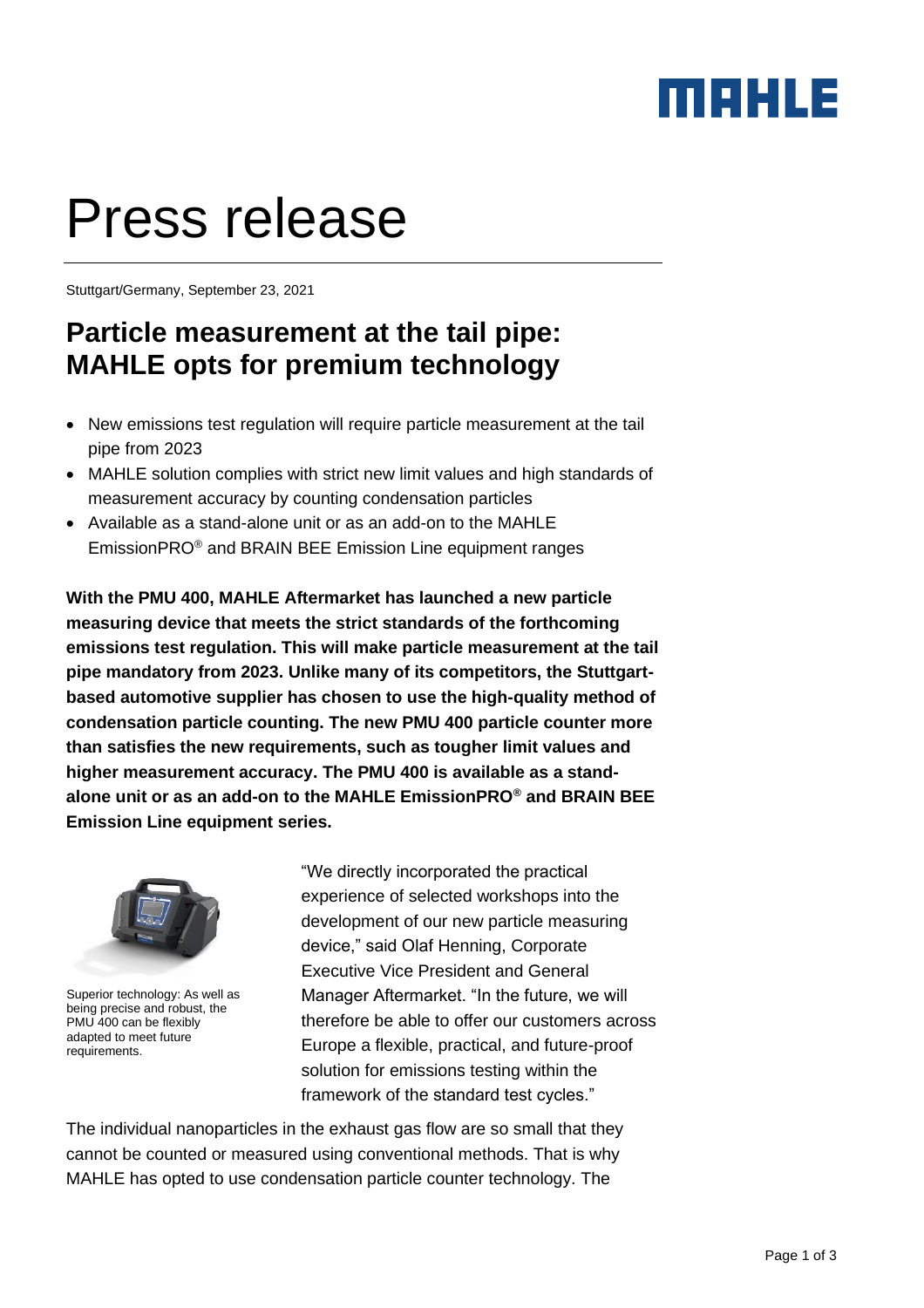# Press release

Stuttgart/Germany, September 23, 2021

## Particle measurement at the tail pipe: MAHLE opts for premium technology

- New emissions test regulation will require particle measurement at the tail pipe from 2023
- MAHLE solution complies with strict new limit values and high standards of measurement accuracy by counting condensation particles
- Available as a stand-alone unit or as an add-on to the MAHLE EmissionPRO® and BRAIN BEE Emission Line equipment ranges

**With the PMU 400, MAHLE Aftermarket has launched a new particle measuring device that meets the strict standards of the forthcoming emissions test regulation. This will make particle measurement at the tail pipe mandatory from 2023. Unlike many of its competitors, the Stuttgart-based automotive supplier has chosen to use the high-quality method of condensation particle counting. The new PMU 400 particle counter more than satisfies the new requirements, such as tougher limit values and higher measurement accuracy. The PMU 400 is available as a stand-alone unit or as an add-on to the MAHLE EmissionPRO® and BRAIN BEE Emission Line equipment series.**

Superior technology: As well as being precise and robust, the PMU 400 can be flexibly adapted to meet future requirements.

"We directly incorporated the practical experience of selected workshops into the development of our new particle measuring device," said Olaf Henning, Corporate Executive Vice President and General Manager Aftermarket. "In the future, we will therefore be able to offer our customers across Europe a flexible, practical, and future-proof solution for emissions testing within the framework of the standard test cycles."

The individual nanoparticles in the exhaust gas flow are so small that they cannot be counted or measured using conventional methods. That is why MAHLE has opted to use condensation particle counter technology. The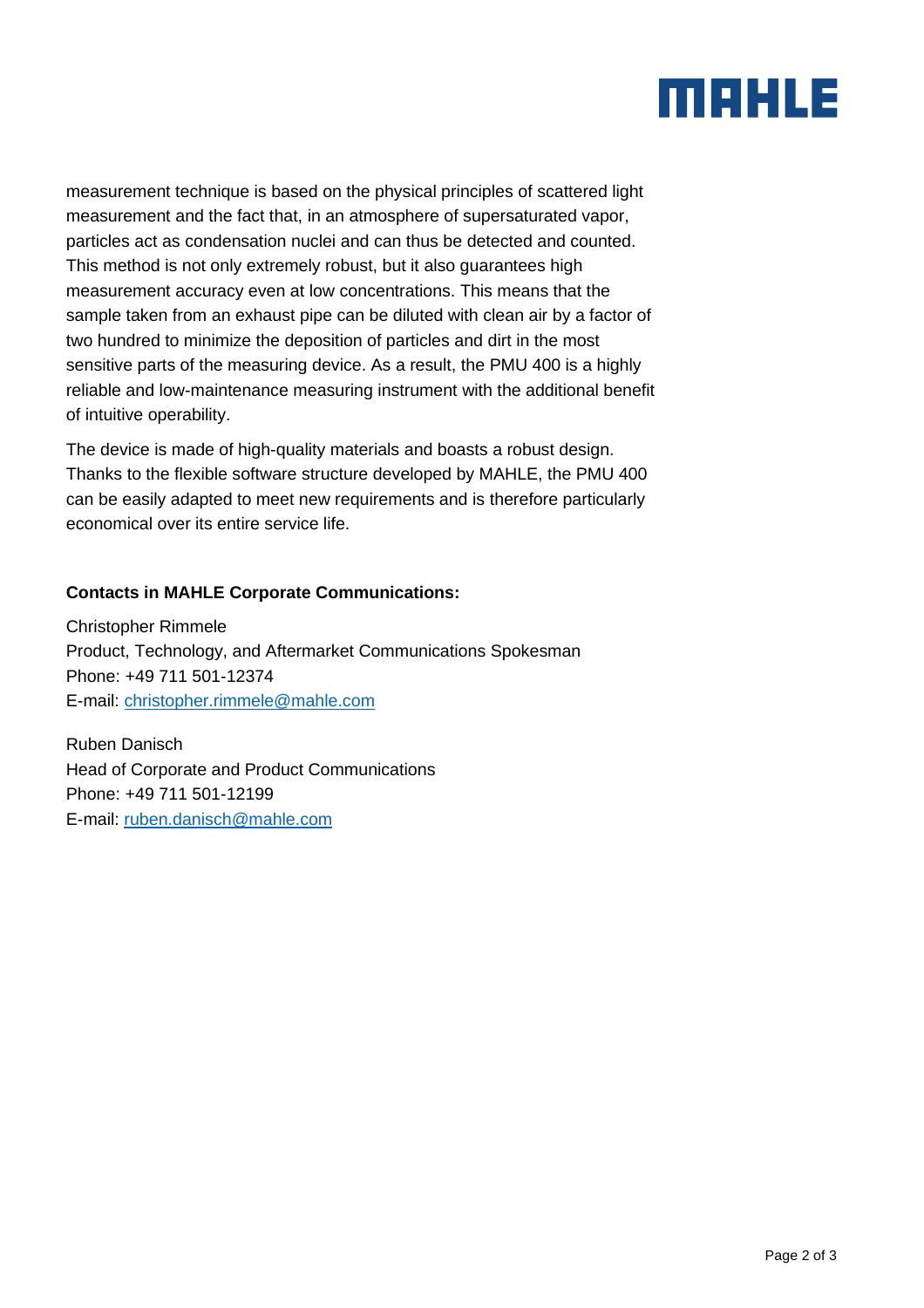measurement technique is based on the physical principles of scattered light measurement and the fact that, in an atmosphere of supersaturated vapor, particles act as condensation nuclei and can thus be detected and counted. This method is not only extremely robust, but it also guarantees high measurement accuracy even at low concentrations. This means that the sample taken from an exhaust pipe can be diluted with clean air by a factor of two hundred to minimize the deposition of particles and dirt in the most sensitive parts of the measuring device. As a result, the PMU 400 is a highly reliable and low-maintenance measuring instrument with the additional benefit of intuitive operability.

The device is made of high-quality materials and boasts a robust design. Thanks to the flexible software structure developed by MAHLE, the PMU 400 can be easily adapted to meet new requirements and is therefore particularly economical over its entire service life.

**Contacts in MAHLE Corporate Communications:**

Christopher Rimmele
Product, Technology, and Aftermarket Communications Spokesman
Phone: +49 711 501-12374
E-mail: christopher.rimmele@mahle.com

Ruben Danisch
Head of Corporate and Product Communications
Phone: +49 711 501-12199
E-mail: ruben.danisch@mahle.com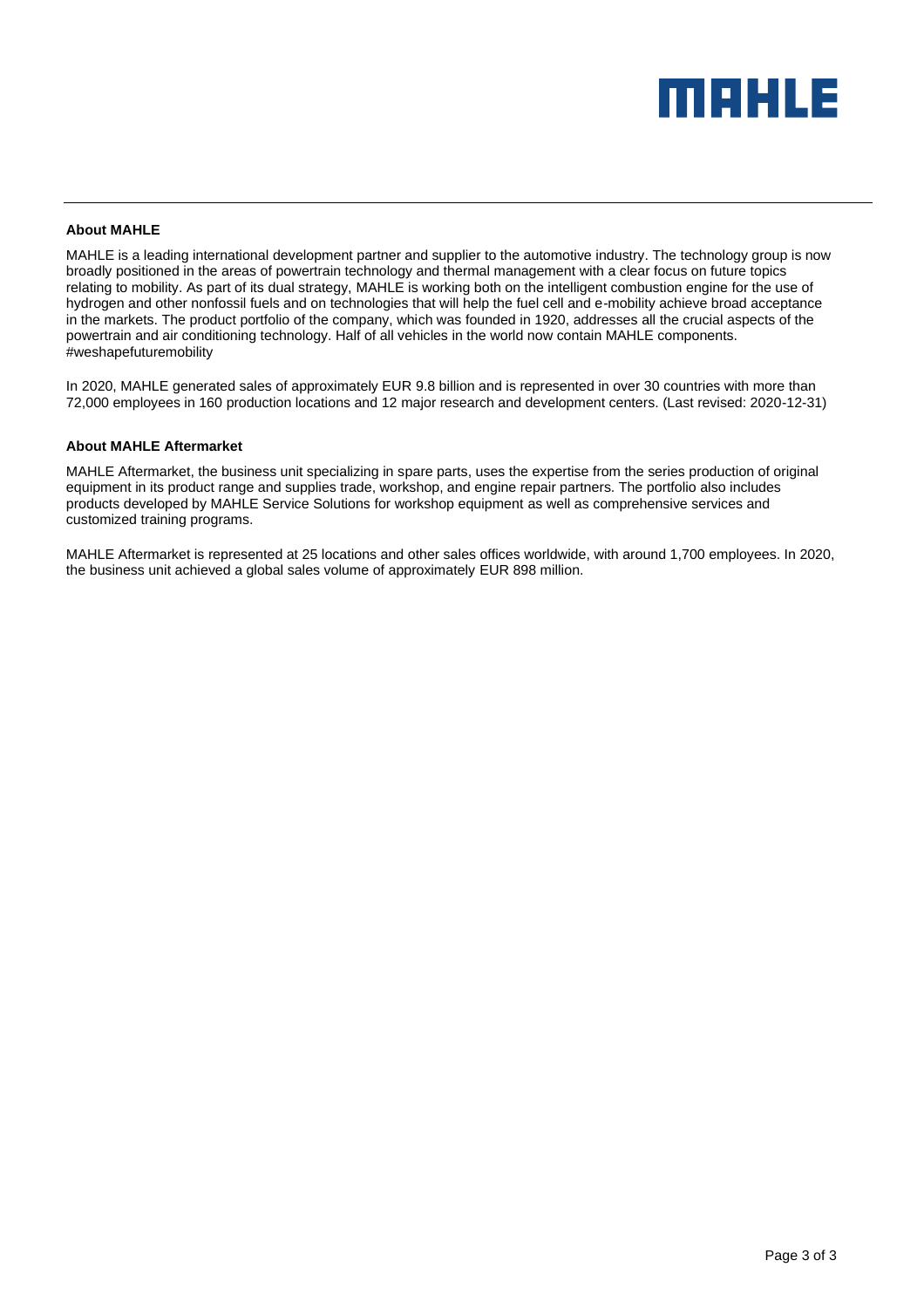**About MAHLE**

MAHLE is a leading international development partner and supplier to the automotive industry. The technology group is now broadly positioned in the areas of powertrain technology and thermal management with a clear focus on future topics relating to mobility. As part of its dual strategy, MAHLE is working both on the intelligent combustion engine for the use of hydrogen and other nonfossil fuels and on technologies that will help the fuel cell and e-mobility achieve broad acceptance in the markets. The product portfolio of the company, which was founded in 1920, addresses all the crucial aspects of the powertrain and air conditioning technology. Half of all vehicles in the world now contain MAHLE components. #weshapefuturemobility

In 2020, MAHLE generated sales of approximately EUR 9.8 billion and is represented in over 30 countries with more than 72,000 employees in 160 production locations and 12 major research and development centers. (Last revised: 2020-12-31)

**About MAHLE Aftermarket**

MAHLE Aftermarket, the business unit specializing in spare parts, uses the expertise from the series production of original equipment in its product range and supplies trade, workshop, and engine repair partners. The portfolio also includes products developed by MAHLE Service Solutions for workshop equipment as well as comprehensive services and customized training programs.

MAHLE Aftermarket is represented at 25 locations and other sales offices worldwide, with around 1,700 employees. In 2020, the business unit achieved a global sales volume of approximately EUR 898 million.